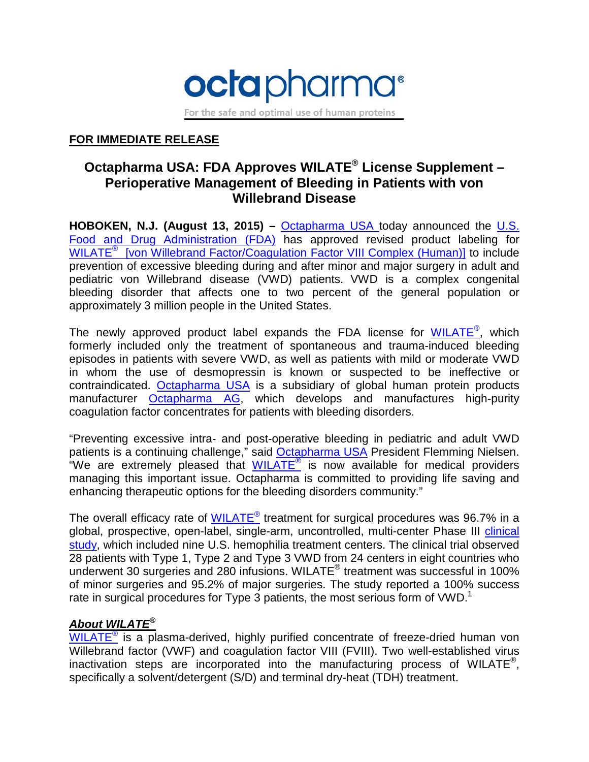octapharma®

For the safe and optimal use of human proteins

**FOR IMMEDIATE RELEASE**

# Octapharma USA: FDA Approves WILATE® License Supplement – Perioperative Management of Bleeding in Patients with von Willebrand Disease

**HOBOKEN, N.J. (August 13, 2015) –** Octapharma USA today announced the U.S. Food and Drug Administration (FDA) has approved revised product labeling for WILATE® [von Willebrand Factor/Coagulation Factor VIII Complex (Human)] to include prevention of excessive bleeding during and after minor and major surgery in adult and pediatric von Willebrand disease (VWD) patients. VWD is a complex congenital bleeding disorder that affects one to two percent of the general population or approximately 3 million people in the United States.

The newly approved product label expands the FDA license for WILATE®, which formerly included only the treatment of spontaneous and trauma-induced bleeding episodes in patients with severe VWD, as well as patients with mild or moderate VWD in whom the use of desmopressin is known or suspected to be ineffective or contraindicated. Octapharma USA is a subsidiary of global human protein products manufacturer Octapharma AG, which develops and manufactures high-purity coagulation factor concentrates for patients with bleeding disorders.

"Preventing excessive intra- and post-operative bleeding in pediatric and adult VWD patients is a continuing challenge," said Octapharma USA President Flemming Nielsen. "We are extremely pleased that WILATE® is now available for medical providers managing this important issue. Octapharma is committed to providing life saving and enhancing therapeutic options for the bleeding disorders community."

The overall efficacy rate of WILATE® treatment for surgical procedures was 96.7% in a global, prospective, open-label, single-arm, uncontrolled, multi-center Phase III clinical study, which included nine U.S. hemophilia treatment centers. The clinical trial observed 28 patients with Type 1, Type 2 and Type 3 VWD from 24 centers in eight countries who underwent 30 surgeries and 280 infusions. WILATE® treatment was successful in 100% of minor surgeries and 95.2% of major surgeries. The study reported a 100% success rate in surgical procedures for Type 3 patients, the most serious form of VWD.[1]

### *About WILATE®*

WILATE® is a plasma-derived, highly purified concentrate of freeze-dried human von Willebrand factor (VWF) and coagulation factor VIII (FVIII). Two well-established virus inactivation steps are incorporated into the manufacturing process of WILATE®, specifically a solvent/detergent (S/D) and terminal dry-heat (TDH) treatment.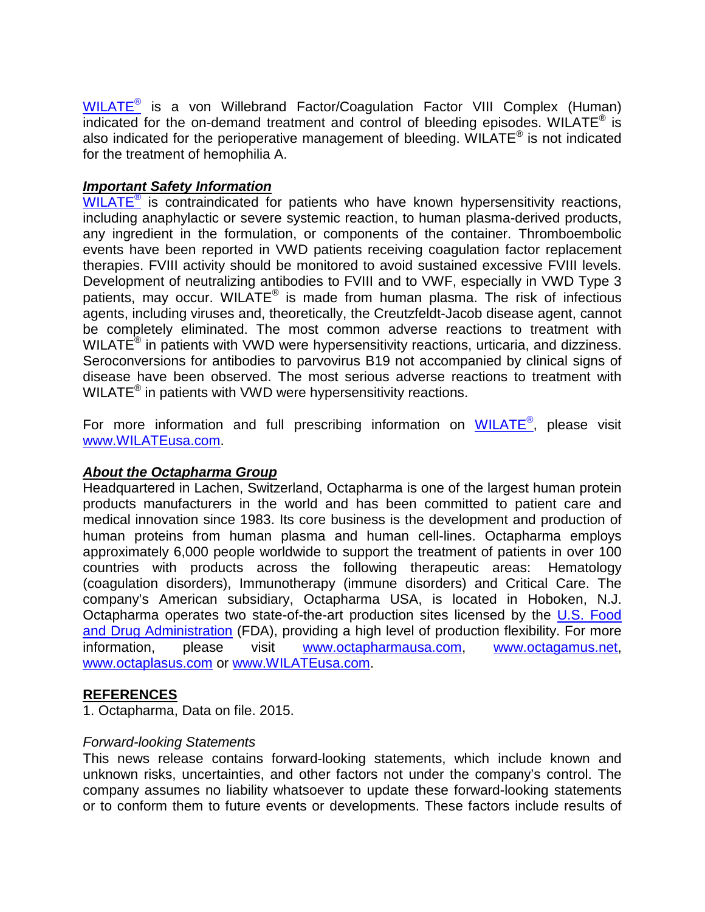WILATE® is a von Willebrand Factor/Coagulation Factor VIII Complex (Human) indicated for the on-demand treatment and control of bleeding episodes. WILATE® is also indicated for the perioperative management of bleeding. WILATE® is not indicated for the treatment of hemophilia A.

***Important Safety Information***

WILATE® is contraindicated for patients who have known hypersensitivity reactions, including anaphylactic or severe systemic reaction, to human plasma-derived products, any ingredient in the formulation, or components of the container. Thromboembolic events have been reported in VWD patients receiving coagulation factor replacement therapies. FVIII activity should be monitored to avoid sustained excessive FVIII levels. Development of neutralizing antibodies to FVIII and to VWF, especially in VWD Type 3 patients, may occur. WILATE® is made from human plasma. The risk of infectious agents, including viruses and, theoretically, the Creutzfeldt-Jacob disease agent, cannot be completely eliminated. The most common adverse reactions to treatment with WILATE® in patients with VWD were hypersensitivity reactions, urticaria, and dizziness. Seroconversions for antibodies to parvovirus B19 not accompanied by clinical signs of disease have been observed. The most serious adverse reactions to treatment with WILATE® in patients with VWD were hypersensitivity reactions.

For more information and full prescribing information on WILATE®, please visit www.WILATEusa.com.

***About the Octapharma Group***

Headquartered in Lachen, Switzerland, Octapharma is one of the largest human protein products manufacturers in the world and has been committed to patient care and medical innovation since 1983. Its core business is the development and production of human proteins from human plasma and human cell-lines. Octapharma employs approximately 6,000 people worldwide to support the treatment of patients in over 100 countries with products across the following therapeutic areas: Hematology (coagulation disorders), Immunotherapy (immune disorders) and Critical Care. The company's American subsidiary, Octapharma USA, is located in Hoboken, N.J. Octapharma operates two state-of-the-art production sites licensed by the U.S. Food and Drug Administration (FDA), providing a high level of production flexibility. For more information, please visit www.octapharmausa.com, www.octagamus.net, www.octaplasus.com or www.WILATEusa.com.

**REFERENCES**

1. Octapharma, Data on file. 2015.

*Forward-looking Statements*

This news release contains forward-looking statements, which include known and unknown risks, uncertainties, and other factors not under the company's control. The company assumes no liability whatsoever to update these forward-looking statements or to conform them to future events or developments. These factors include results of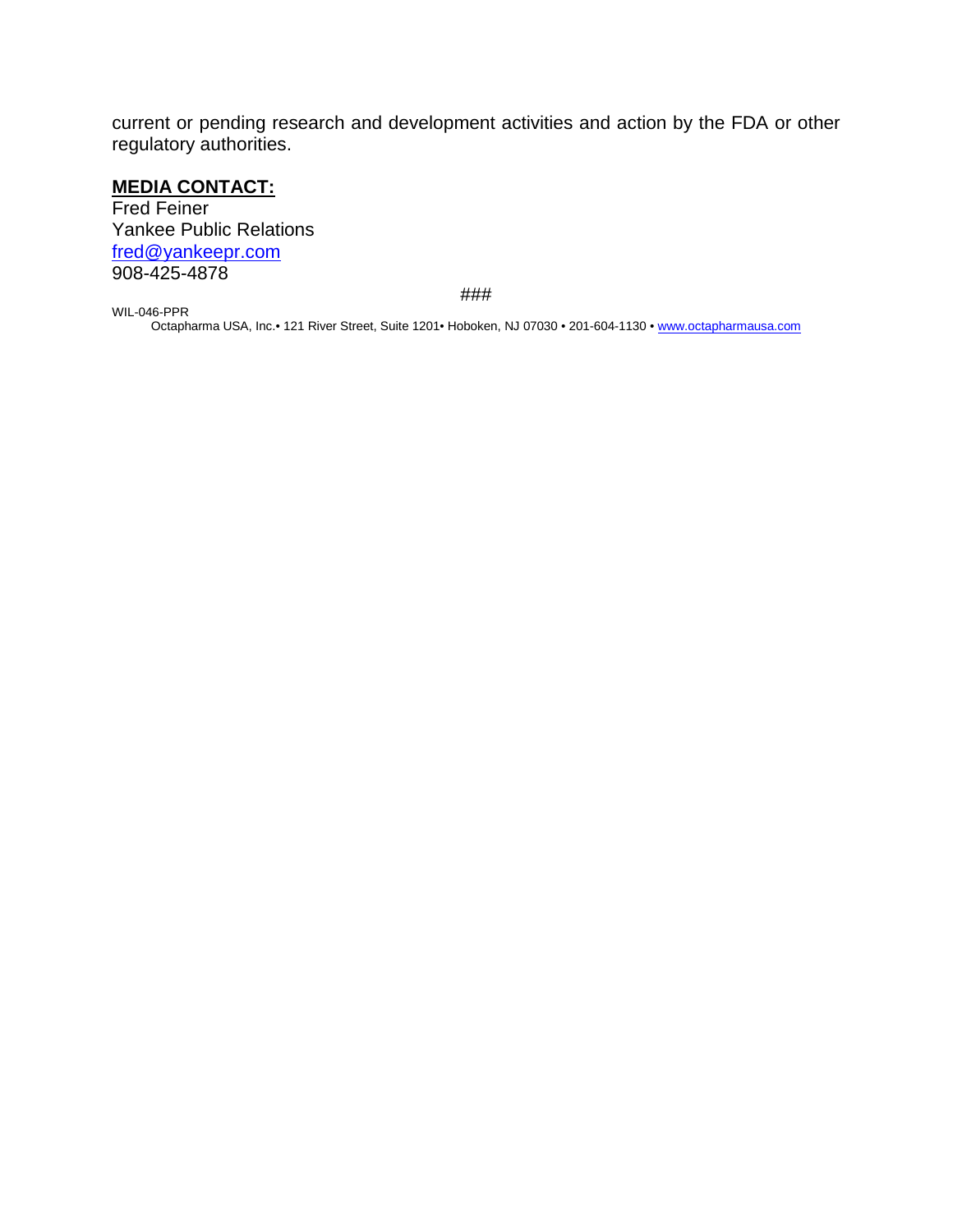current or pending research and development activities and action by the FDA or other regulatory authorities.

**MEDIA CONTACT:**

Fred Feiner
Yankee Public Relations
fred@yankeepr.com
908-425-4878

###

WIL-046-PPR

Octapharma USA, Inc.• 121 River Street, Suite 1201• Hoboken, NJ 07030 • 201-604-1130 • www.octapharmausa.com